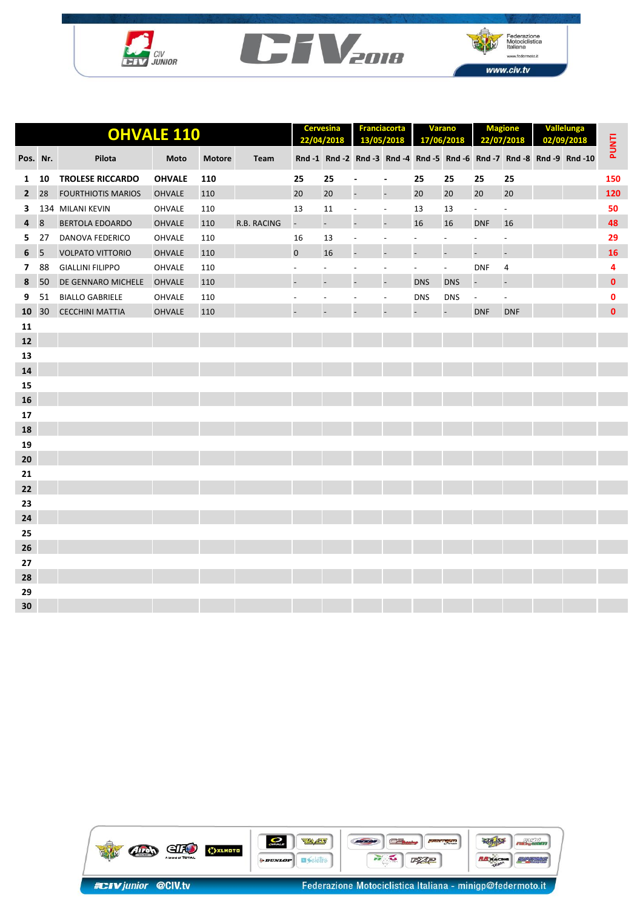# OHVALE 110

| Pos. | Nr. | Pilota | Moto | Motore | Team | Cervesina 22/04/2018 | | Franciacorta 13/05/2018 | | Varano 17/06/2018 | | Magione 22/07/2018 | | Vallelunga 02/09/2018 | | PUNTI |
|---|---|---|---|---|---|---|---|---|---|---|---|---|---|---|---|---|
| | | | | | | Rnd -1 | Rnd -2 | Rnd -3 | Rnd -4 | Rnd -5 | Rnd -6 | Rnd -7 | Rnd -8 | Rnd -9 | Rnd -10 | |
| 1 | 10 | TROLESE RICCARDO | OHVALE | 110 | | 25 | 25 | - | - | 25 | 25 | 25 | 25 | | | 150 |
| 2 | 28 | FOURTHIOTIS MARIOS | OHVALE | 110 | | 20 | 20 | - | - | 20 | 20 | 20 | 20 | | | 120 |
| 3 | 134 | MILANI KEVIN | OHVALE | 110 | | 13 | 11 | - | - | 13 | 13 | - | - | | | 50 |
| 4 | 8 | BERTOLA EDOARDO | OHVALE | 110 | R.B. RACING | - | - | - | - | 16 | 16 | DNF | 16 | | | 48 |
| 5 | 27 | DANOVA FEDERICO | OHVALE | 110 | | 16 | 13 | - | - | - | - | - | - | | | 29 |
| 6 | 5 | VOLPATO VITTORIO | OHVALE | 110 | | 0 | 16 | - | - | - | - | - | - | | | 16 |
| 7 | 88 | GIALLINI FILIPPO | OHVALE | 110 | | - | - | - | - | - | - | DNF | 4 | | | 4 |
| 8 | 50 | DE GENNARO MICHELE | OHVALE | 110 | | - | - | - | - | DNS | DNS | - | - | | | 0 |
| 9 | 51 | BIALLO GABRIELE | OHVALE | 110 | | - | - | - | - | DNS | DNS | - | - | | | 0 |
| 10 | 30 | CECCHINI MATTIA | OHVALE | 110 | | - | - | - | - | - | - | DNF | DNF | | | 0 |
| 11 | | | | | | | | | | | | | | | | |
| 12 | | | | | | | | | | | | | | | | |
| 13 | | | | | | | | | | | | | | | | |
| 14 | | | | | | | | | | | | | | | | |
| 15 | | | | | | | | | | | | | | | | |
| 16 | | | | | | | | | | | | | | | | |
| 17 | | | | | | | | | | | | | | | | |
| 18 | | | | | | | | | | | | | | | | |
| 19 | | | | | | | | | | | | | | | | |
| 20 | | | | | | | | | | | | | | | | |
| 21 | | | | | | | | | | | | | | | | |
| 22 | | | | | | | | | | | | | | | | |
| 23 | | | | | | | | | | | | | | | | |
| 24 | | | | | | | | | | | | | | | | |
| 25 | | | | | | | | | | | | | | | | |
| 26 | | | | | | | | | | | | | | | | |
| 27 | | | | | | | | | | | | | | | | |
| 28 | | | | | | | | | | | | | | | | |
| 29 | | | | | | | | | | | | | | | | |
| 30 | | | | | | | | | | | | | | | | |

#CIVjunior @CIV.tv

Federazione Motociclistica Italiana - minigp@federmoto.it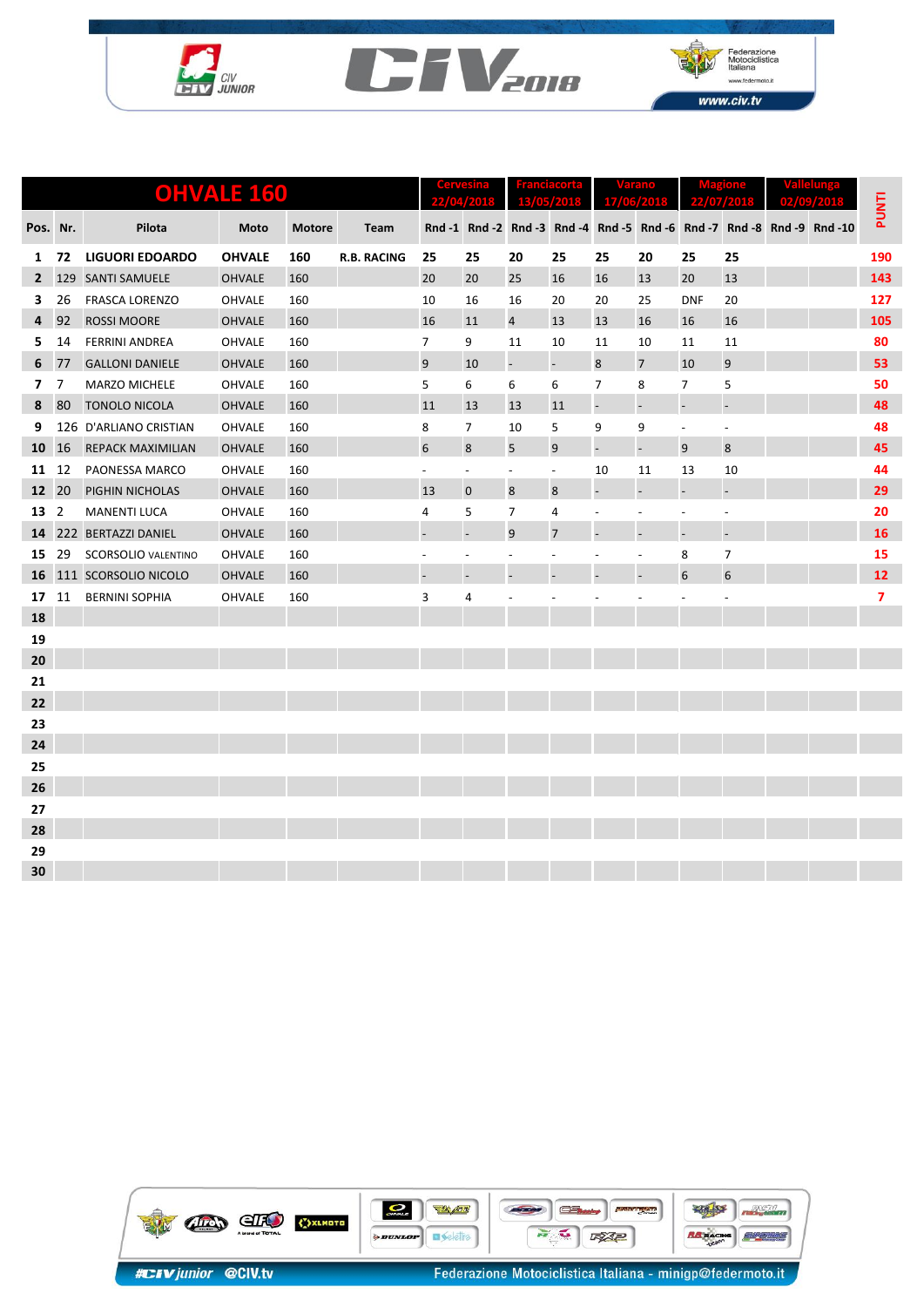## OHVALE 160

| Pos. | Nr. | Pilota | Moto | Motore | Team | Cervesina 22/04/2018 Rnd -1 | Rnd -2 | Franciacorta 13/05/2018 Rnd -3 | Rnd -4 | Varano 17/06/2018 Rnd -5 | Rnd -6 | Magione 22/07/2018 Rnd -7 | Rnd -8 | Vallelunga 02/09/2018 Rnd -9 | Rnd -10 | PUNTI |
|---|---|---|---|---|---|---|---|---|---|---|---|---|---|---|---|---|
| **1** | **72** | **LIGUORI EDOARDO** | **OHVALE** | **160** | **R.B. RACING** | **25** | **25** | **20** | **25** | **25** | **20** | **25** | **25** | | | **190** |
| **2** | 129 | SANTI SAMUELE | OHVALE | 160 | | 20 | 20 | 25 | 16 | 16 | 13 | 20 | 13 | | | **143** |
| **3** | 26 | FRASCA LORENZO | OHVALE | 160 | | 10 | 16 | 16 | 20 | 20 | 25 | DNF | 20 | | | **127** |
| **4** | 92 | ROSSI MOORE | OHVALE | 160 | | 16 | 11 | 4 | 13 | 13 | 16 | 16 | 16 | | | **105** |
| **5** | 14 | FERRINI ANDREA | OHVALE | 160 | | 7 | 9 | 11 | 10 | 11 | 10 | 11 | 11 | | | **80** |
| **6** | 77 | GALLONI DANIELE | OHVALE | 160 | | 9 | 10 | - | - | 8 | 7 | 10 | 9 | | | **53** |
| **7** | 7 | MARZO MICHELE | OHVALE | 160 | | 5 | 6 | 6 | 6 | 7 | 8 | 7 | 5 | | | **50** |
| **8** | 80 | TONOLO NICOLA | OHVALE | 160 | | 11 | 13 | 13 | 11 | - | - | - | - | | | **48** |
| **9** | 126 | D'ARLIANO CRISTIAN | OHVALE | 160 | | 8 | 7 | 10 | 5 | 9 | 9 | - | - | | | **48** |
| **10** | 16 | REPACK MAXIMILIAN | OHVALE | 160 | | 6 | 8 | 5 | 9 | - | - | 9 | 8 | | | **45** |
| **11** | 12 | PAONESSA MARCO | OHVALE | 160 | | - | - | - | - | 10 | 11 | 13 | 10 | | | **44** |
| **12** | 20 | PIGHIN NICHOLAS | OHVALE | 160 | | 13 | 0 | 8 | 8 | - | - | - | - | | | **29** |
| **13** | 2 | MANENTI LUCA | OHVALE | 160 | | 4 | 5 | 7 | 4 | - | - | - | - | | | **20** |
| **14** | 222 | BERTAZZI DANIEL | OHVALE | 160 | | - | - | 9 | 7 | - | - | - | - | | | **16** |
| **15** | 29 | SCORSOLIO VALENTINO | OHVALE | 160 | | - | - | - | - | - | - | 8 | 7 | | | **15** |
| **16** | 111 | SCORSOLIO NICOLO | OHVALE | 160 | | - | - | - | - | - | - | 6 | 6 | | | **12** |
| **17** | 11 | BERNINI SOPHIA | OHVALE | 160 | | 3 | 4 | - | - | - | - | - | - | | | **7** |
| **18** | | | | | | | | | | | | | | | | |
| **19** | | | | | | | | | | | | | | | | |
| **20** | | | | | | | | | | | | | | | | |
| **21** | | | | | | | | | | | | | | | | |
| **22** | | | | | | | | | | | | | | | | |
| **23** | | | | | | | | | | | | | | | | |
| **24** | | | | | | | | | | | | | | | | |
| **25** | | | | | | | | | | | | | | | | |
| **26** | | | | | | | | | | | | | | | | |
| **27** | | | | | | | | | | | | | | | | |
| **28** | | | | | | | | | | | | | | | | |
| **29** | | | | | | | | | | | | | | | | |
| **30** | | | | | | | | | | | | | | | | |

#CIVjunior @CIV.tv Federazione Motociclistica Italiana - minigp@federmoto.it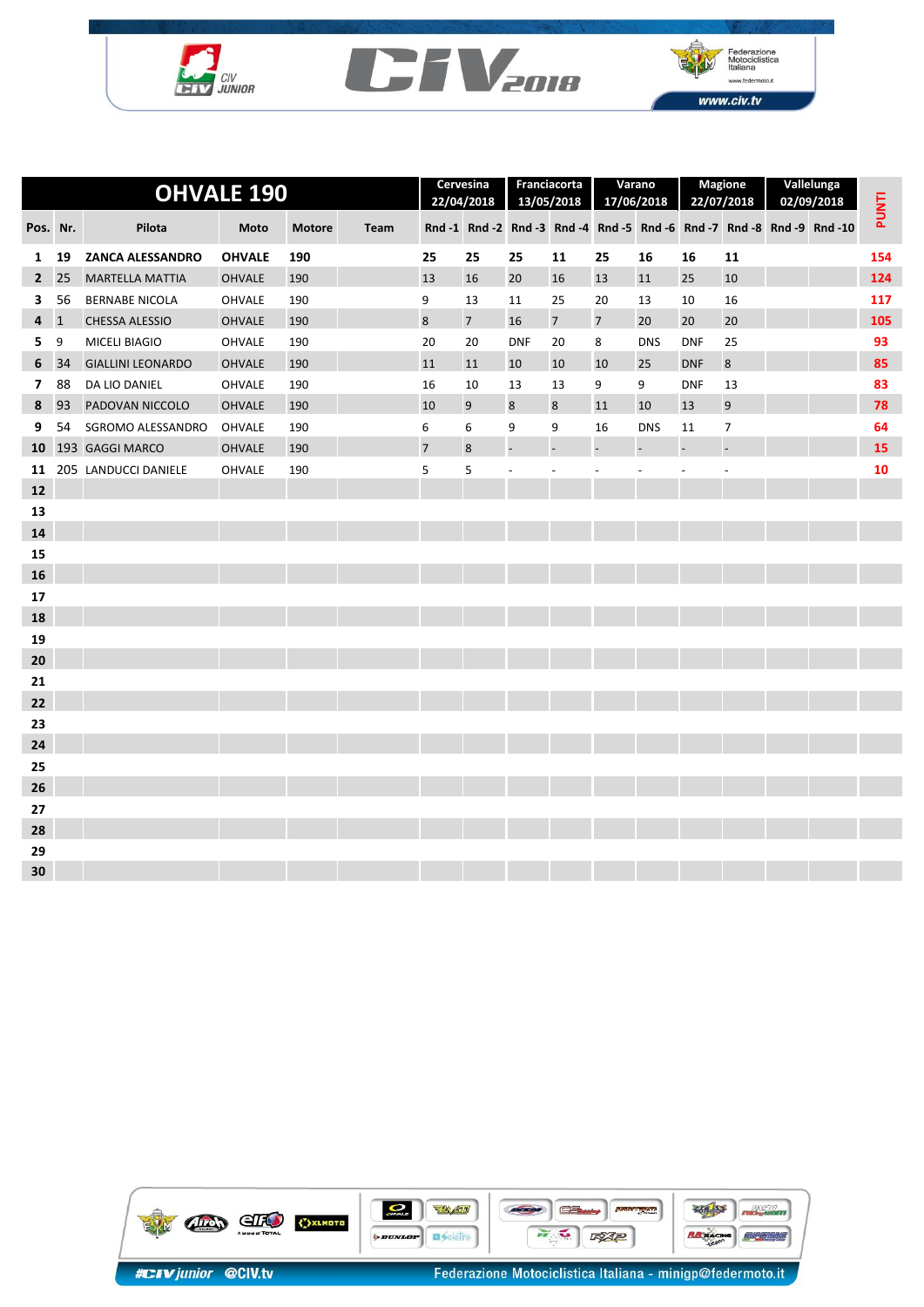# OHVALE 190

| Pos. | Nr. | Pilota | Moto | Motore | Team | Cervesina 22/04/2018 | | Franciacorta 13/05/2018 | | Varano 17/06/2018 | | Magione 22/07/2018 | | Vallelunga 02/09/2018 | | PUNTI |
|---|---|---|---|---|---|---|---|---|---|---|---|---|---|---|---|---|
| | | | | | | Rnd -1 | Rnd -2 | Rnd -3 | Rnd -4 | Rnd -5 | Rnd -6 | Rnd -7 | Rnd -8 | Rnd -9 | Rnd -10 | |
| **1** | **19** | **ZANCA ALESSANDRO** | **OHVALE** | **190** | | **25** | **25** | **25** | **11** | **25** | **16** | **16** | **11** | | | **154** |
| **2** | 25 | MARTELLA MATTIA | OHVALE | 190 | | 13 | 16 | 20 | 16 | 13 | 11 | 25 | 10 | | | **124** |
| **3** | 56 | BERNABE NICOLA | OHVALE | 190 | | 9 | 13 | 11 | 25 | 20 | 13 | 10 | 16 | | | **117** |
| **4** | 1 | CHESSA ALESSIO | OHVALE | 190 | | 8 | 7 | 16 | 7 | 7 | 20 | 20 | 20 | | | **105** |
| **5** | 9 | MICELI BIAGIO | OHVALE | 190 | | 20 | 20 | DNF | 20 | 8 | DNS | DNF | 25 | | | **93** |
| **6** | 34 | GIALLINI LEONARDO | OHVALE | 190 | | 11 | 11 | 10 | 10 | 10 | 25 | DNF | 8 | | | **85** |
| **7** | 88 | DA LIO DANIEL | OHVALE | 190 | | 16 | 10 | 13 | 13 | 9 | 9 | DNF | 13 | | | **83** |
| **8** | 93 | PADOVAN NICCOLO | OHVALE | 190 | | 10 | 9 | 8 | 8 | 11 | 10 | 13 | 9 | | | **78** |
| **9** | 54 | SGROMO ALESSANDRO | OHVALE | 190 | | 6 | 6 | 9 | 9 | 16 | DNS | 11 | 7 | | | **64** |
| **10** | 193 | GAGGI MARCO | OHVALE | 190 | | 7 | 8 | - | - | - | - | - | - | | | **15** |
| **11** | 205 | LANDUCCI DANIELE | OHVALE | 190 | | 5 | 5 | - | - | - | - | - | - | | | **10** |
| **12** | | | | | | | | | | | | | | | | |
| **13** | | | | | | | | | | | | | | | | |
| **14** | | | | | | | | | | | | | | | | |
| **15** | | | | | | | | | | | | | | | | |
| **16** | | | | | | | | | | | | | | | | |
| **17** | | | | | | | | | | | | | | | | |
| **18** | | | | | | | | | | | | | | | | |
| **19** | | | | | | | | | | | | | | | | |
| **20** | | | | | | | | | | | | | | | | |
| **21** | | | | | | | | | | | | | | | | |
| **22** | | | | | | | | | | | | | | | | |
| **23** | | | | | | | | | | | | | | | | |
| **24** | | | | | | | | | | | | | | | | |
| **25** | | | | | | | | | | | | | | | | |
| **26** | | | | | | | | | | | | | | | | |
| **27** | | | | | | | | | | | | | | | | |
| **28** | | | | | | | | | | | | | | | | |
| **29** | | | | | | | | | | | | | | | | |
| **30** | | | | | | | | | | | | | | | | |

#CIVjunior @CIV.tv

Federazione Motociclistica Italiana - minigp@federmoto.it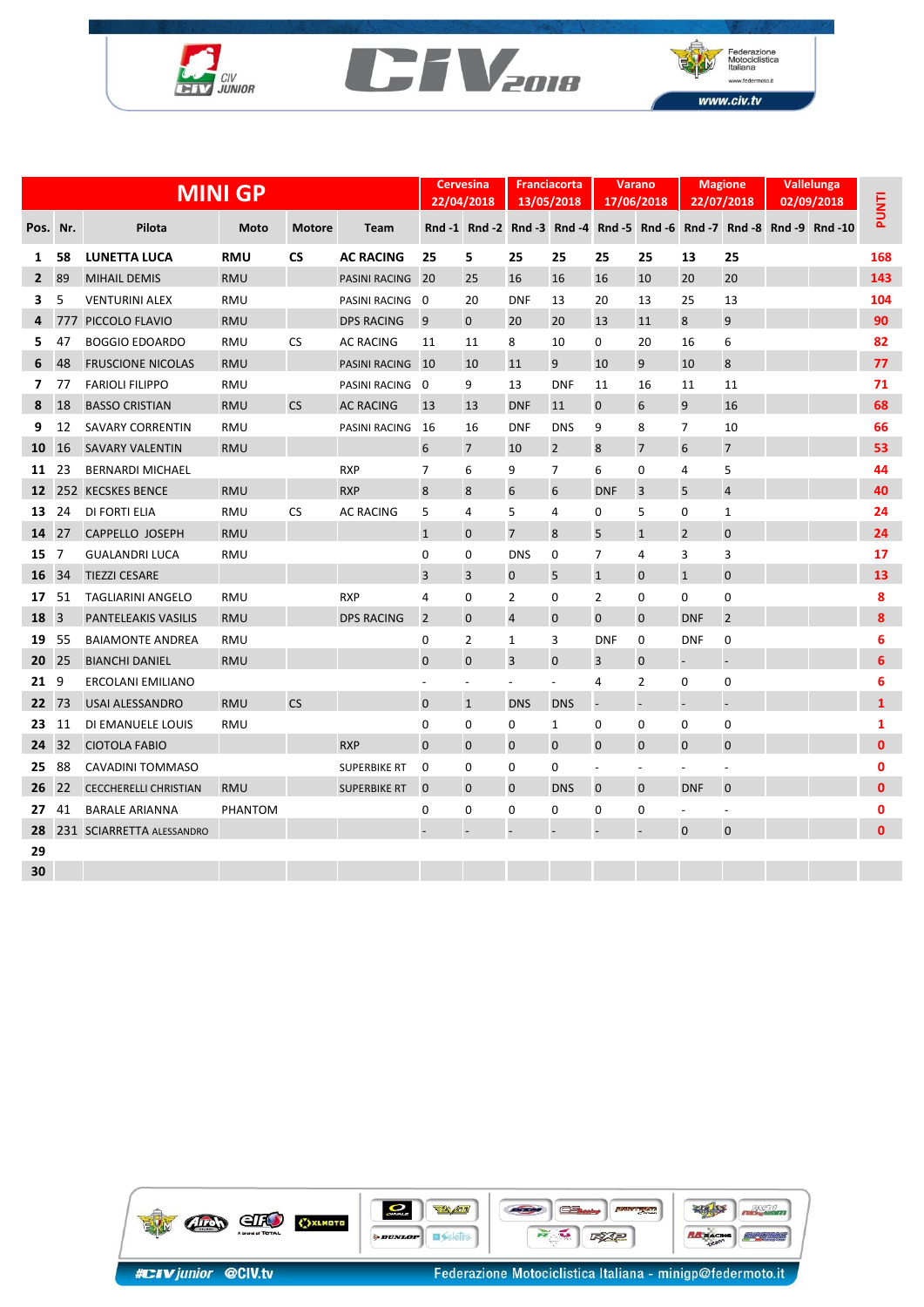# MINI GP

| Pos. | Nr. | Pilota | Moto | Motore | Team | Cervesina 22/04/2018 Rnd -1 | Rnd -2 | Franciacorta 13/05/2018 Rnd -3 | Rnd -4 | Varano 17/06/2018 Rnd -5 | Rnd -6 | Magione 22/07/2018 Rnd -7 | Rnd -8 | Vallelunga 02/09/2018 Rnd -9 | Rnd -10 | PUNTI |
|---|---|---|---|---|---|---|---|---|---|---|---|---|---|---|---|---|
| 1 | 58 | **LUNETTA LUCA** | **RMU** | **CS** | **AC RACING** | **25** | **5** | **25** | **25** | **25** | **25** | **13** | **25** | | | **168** |
| 2 | 89 | MIHAIL DEMIS | RMU | | PASINI RACING | 20 | 25 | 16 | 16 | 16 | 10 | 20 | 20 | | | 143 |
| 3 | 5 | VENTURINI ALEX | RMU | | PASINI RACING | 0 | 20 | DNF | 13 | 20 | 13 | 25 | 13 | | | 104 |
| 4 | 777 | PICCOLO FLAVIO | RMU | | DPS RACING | 9 | 0 | 20 | 20 | 13 | 11 | 8 | 9 | | | 90 |
| 5 | 47 | BOGGIO EDOARDO | RMU | CS | AC RACING | 11 | 11 | 8 | 10 | 0 | 20 | 16 | 6 | | | 82 |
| 6 | 48 | FRUSCIONE NICOLAS | RMU | | PASINI RACING | 10 | 10 | 11 | 9 | 10 | 9 | 10 | 8 | | | 77 |
| 7 | 77 | FARIOLI FILIPPO | RMU | | PASINI RACING | 0 | 9 | 13 | DNF | 11 | 16 | 11 | 11 | | | 71 |
| 8 | 18 | BASSO CRISTIAN | RMU | CS | AC RACING | 13 | 13 | DNF | 11 | 0 | 6 | 9 | 16 | | | 68 |
| 9 | 12 | SAVARY CORRENTIN | RMU | | PASINI RACING | 16 | 16 | DNF | DNS | 9 | 8 | 7 | 10 | | | 66 |
| 10 | 16 | SAVARY VALENTIN | RMU | | | 6 | 7 | 10 | 2 | 8 | 7 | 6 | 7 | | | 53 |
| 11 | 23 | BERNARDI MICHAEL | | | RXP | 7 | 6 | 9 | 7 | 6 | 0 | 4 | 5 | | | 44 |
| 12 | 252 | KECSKES BENCE | RMU | | RXP | 8 | 8 | 6 | 6 | DNF | 3 | 5 | 4 | | | 40 |
| 13 | 24 | DI FORTI ELIA | RMU | CS | AC RACING | 5 | 4 | 5 | 4 | 0 | 5 | 0 | 1 | | | 24 |
| 14 | 27 | CAPPELLO JOSEPH | RMU | | | 1 | 0 | 7 | 8 | 5 | 1 | 2 | 0 | | | 24 |
| 15 | 7 | GUALANDRI LUCA | RMU | | | 0 | 0 | DNS | 0 | 7 | 4 | 3 | 3 | | | 17 |
| 16 | 34 | TIEZZI CESARE | | | | 3 | 3 | 0 | 5 | 1 | 0 | 1 | 0 | | | 13 |
| 17 | 51 | TAGLIARINI ANGELO | RMU | | RXP | 4 | 0 | 2 | 0 | 2 | 0 | 0 | 0 | | | 8 |
| 18 | 3 | PANTELEAKIS VASILIS | RMU | | DPS RACING | 2 | 0 | 4 | 0 | 0 | 0 | DNF | 2 | | | 8 |
| 19 | 55 | BAIAMONTE ANDREA | RMU | | | 0 | 2 | 1 | 3 | DNF | 0 | DNF | 0 | | | 6 |
| 20 | 25 | BIANCHI DANIEL | RMU | | | 0 | 0 | 3 | 0 | 3 | 0 | - | - | | | 6 |
| 21 | 9 | ERCOLANI EMILIANO | | | | - | - | - | - | 4 | 2 | 0 | 0 | | | 6 |
| 22 | 73 | USAI ALESSANDRO | RMU | CS | | 0 | 1 | DNS | DNS | - | - | - | - | | | 1 |
| 23 | 11 | DI EMANUELE LOUIS | RMU | | | 0 | 0 | 0 | 1 | 0 | 0 | 0 | 0 | | | 1 |
| 24 | 32 | CIOTOLA FABIO | | | RXP | 0 | 0 | 0 | 0 | 0 | 0 | 0 | 0 | | | 0 |
| 25 | 88 | CAVADINI TOMMASO | | | SUPERBIKE RT | 0 | 0 | 0 | 0 | - | - | - | - | | | 0 |
| 26 | 22 | CECCHERELLI CHRISTIAN | RMU | | SUPERBIKE RT | 0 | 0 | 0 | DNS | 0 | 0 | DNF | 0 | | | 0 |
| 27 | 41 | BARALE ARIANNA | PHANTOM | | | 0 | 0 | 0 | 0 | 0 | 0 | - | - | | | 0 |
| 28 | 231 | SCIARRETTA ALESSANDRO | | | | - | - | - | - | - | - | 0 | 0 | | | 0 |
| 29 | | | | | | | | | | | | | | | | |
| 30 | | | | | | | | | | | | | | | | |

#CIVjunior @CIV.tv

Federazione Motociclistica Italiana - minigp@federmoto.it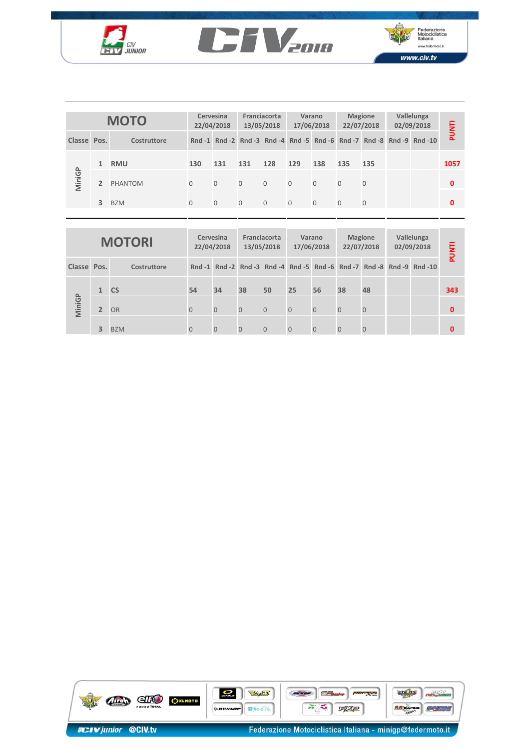| MOTO | | | Cervesina 22/04/2018 | | Franciacorta 13/05/2018 | | Varano 17/06/2018 | | Magione 22/07/2018 | | Vallelunga 02/09/2018 | | PUNTI |
|---|---|---|---|---|---|---|---|---|---|---|---|---|---|
| Classe | Pos. | Costruttore | Rnd -1 | Rnd -2 | Rnd -3 | Rnd -4 | Rnd -5 | Rnd -6 | Rnd -7 | Rnd -8 | Rnd -9 | Rnd -10 | |
| MiniGP | 1 | RMU | 130 | 131 | 131 | 128 | 129 | 138 | 135 | 135 | | | 1057 |
| | 2 | PHANTOM | 0 | 0 | 0 | 0 | 0 | 0 | 0 | 0 | | | 0 |
| | 3 | BZM | 0 | 0 | 0 | 0 | 0 | 0 | 0 | 0 | | | 0 |

| MOTORI | | | Cervesina 22/04/2018 | | Franciacorta 13/05/2018 | | Varano 17/06/2018 | | Magione 22/07/2018 | | Vallelunga 02/09/2018 | | PUNTI |
|---|---|---|---|---|---|---|---|---|---|---|---|---|---|
| Classe | Pos. | Costruttore | Rnd -1 | Rnd -2 | Rnd -3 | Rnd -4 | Rnd -5 | Rnd -6 | Rnd -7 | Rnd -8 | Rnd -9 | Rnd -10 | |
| MiniGP | 1 | CS | 54 | 34 | 38 | 50 | 25 | 56 | 38 | 48 | | | 343 |
| | 2 | OR | 0 | 0 | 0 | 0 | 0 | 0 | 0 | 0 | | | 0 |
| | 3 | BZM | 0 | 0 | 0 | 0 | 0 | 0 | 0 | 0 | | | 0 |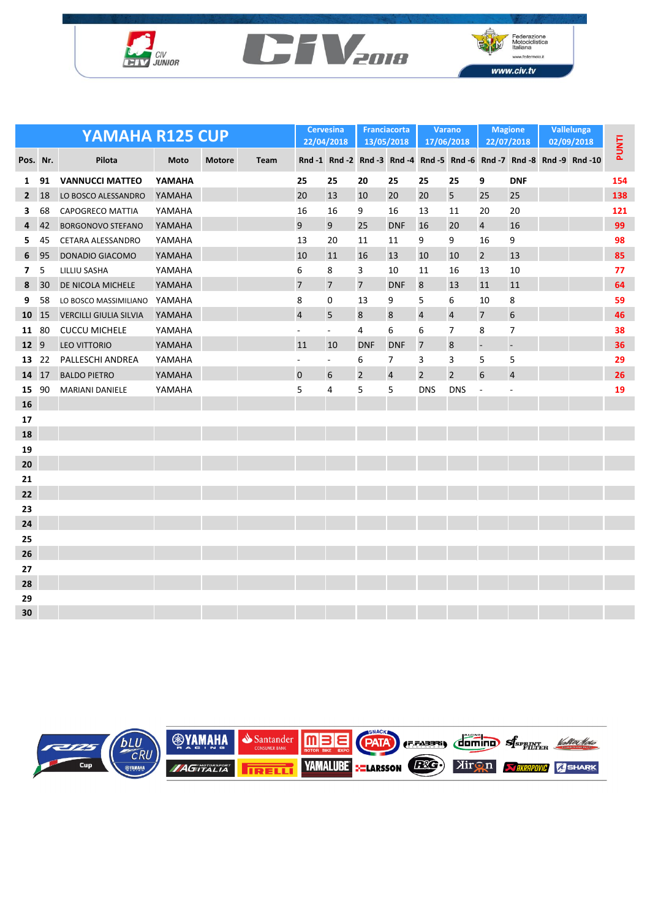# YAMAHA R125 CUP

| Pos. | Nr. | Pilota | Moto | Motore | Team | Cervesina 22/04/2018 Rnd -1 | Rnd -2 | Franciacorta 13/05/2018 Rnd -3 | Rnd -4 | Varano 17/06/2018 Rnd -5 | Rnd -6 | Magione 22/07/2018 Rnd -7 | Rnd -8 | Vallelunga 02/09/2018 Rnd -9 | Rnd -10 | PUNTI |
|---|---|---|---|---|---|---|---|---|---|---|---|---|---|---|---|---|
| 1 | 91 | **VANNUCCI MATTEO** | **YAMAHA** | | | **25** | **25** | **20** | **25** | **25** | **25** | **9** | **DNF** | | | **154** |
| 2 | 18 | LO BOSCO ALESSANDRO | YAMAHA | | | 20 | 13 | 10 | 20 | 20 | 5 | 25 | 25 | | | **138** |
| 3 | 68 | CAPOGRECO MATTIA | YAMAHA | | | 16 | 16 | 9 | 16 | 13 | 11 | 20 | 20 | | | **121** |
| 4 | 42 | BORGONOVO STEFANO | YAMAHA | | | 9 | 9 | 25 | DNF | 16 | 20 | 4 | 16 | | | **99** |
| 5 | 45 | CETARA ALESSANDRO | YAMAHA | | | 13 | 20 | 11 | 11 | 9 | 9 | 16 | 9 | | | **98** |
| 6 | 95 | DONADIO GIACOMO | YAMAHA | | | 10 | 11 | 16 | 13 | 10 | 10 | 2 | 13 | | | **85** |
| 7 | 5 | LILLIU SASHA | YAMAHA | | | 6 | 8 | 3 | 10 | 11 | 16 | 13 | 10 | | | **77** |
| 8 | 30 | DE NICOLA MICHELE | YAMAHA | | | 7 | 7 | 7 | DNF | 8 | 13 | 11 | 11 | | | **64** |
| 9 | 58 | LO BOSCO MASSIMILIANO | YAMAHA | | | 8 | 0 | 13 | 9 | 5 | 6 | 10 | 8 | | | **59** |
| 10 | 15 | VERCILLI GIULIA SILVIA | YAMAHA | | | 4 | 5 | 8 | 8 | 4 | 4 | 7 | 6 | | | **46** |
| 11 | 80 | CUCCU MICHELE | YAMAHA | | | - | - | 4 | 6 | 6 | 7 | 8 | 7 | | | **38** |
| 12 | 9 | LEO VITTORIO | YAMAHA | | | 11 | 10 | DNF | DNF | 7 | 8 | - | - | | | **36** |
| 13 | 22 | PALLESCHI ANDREA | YAMAHA | | | - | - | 6 | 7 | 3 | 3 | 5 | 5 | | | **29** |
| 14 | 17 | BALDO PIETRO | YAMAHA | | | 0 | 6 | 2 | 4 | 2 | 2 | 6 | 4 | | | **26** |
| 15 | 90 | MARIANI DANIELE | YAMAHA | | | 5 | 4 | 5 | 5 | DNS | DNS | - | - | | | **19** |
| 16 | | | | | | | | | | | | | | | | |
| 17 | | | | | | | | | | | | | | | | |
| 18 | | | | | | | | | | | | | | | | |
| 19 | | | | | | | | | | | | | | | | |
| 20 | | | | | | | | | | | | | | | | |
| 21 | | | | | | | | | | | | | | | | |
| 22 | | | | | | | | | | | | | | | | |
| 23 | | | | | | | | | | | | | | | | |
| 24 | | | | | | | | | | | | | | | | |
| 25 | | | | | | | | | | | | | | | | |
| 26 | | | | | | | | | | | | | | | | |
| 27 | | | | | | | | | | | | | | | | |
| 28 | | | | | | | | | | | | | | | | |
| 29 | | | | | | | | | | | | | | | | |
| 30 | | | | | | | | | | | | | | | | |